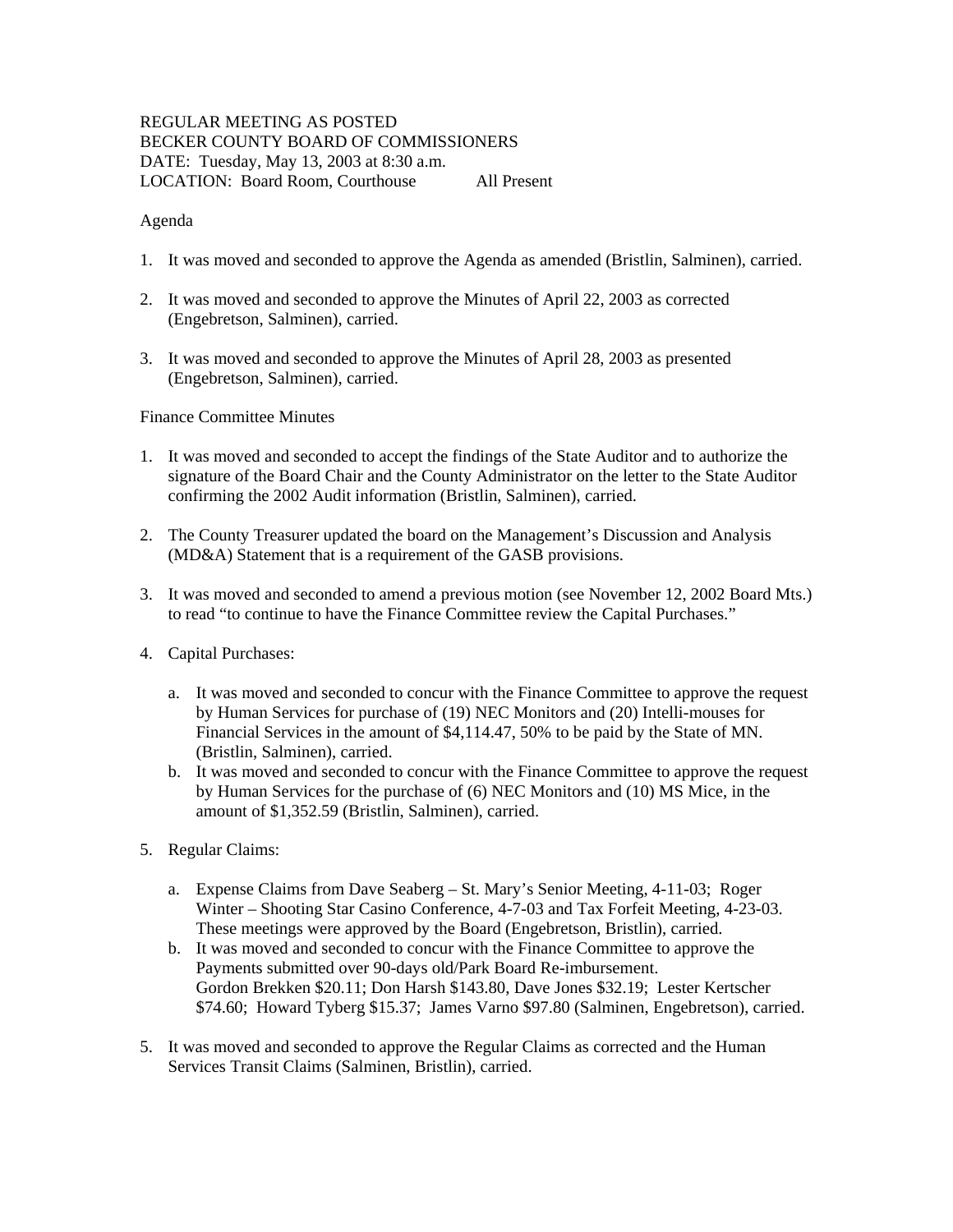REGULAR MEETING AS POSTED
BECKER COUNTY BOARD OF COMMISSIONERS
DATE: Tuesday, May 13, 2003 at 8:30 a.m.
LOCATION: Board Room, Courthouse All Present

Agenda

1. It was moved and seconded to approve the Agenda as amended (Bristlin, Salminen), carried.

2. It was moved and seconded to approve the Minutes of April 22, 2003 as corrected (Engebretson, Salminen), carried.

3. It was moved and seconded to approve the Minutes of April 28, 2003 as presented (Engebretson, Salminen), carried.

Finance Committee Minutes

1. It was moved and seconded to accept the findings of the State Auditor and to authorize the signature of the Board Chair and the County Administrator on the letter to the State Auditor confirming the 2002 Audit information (Bristlin, Salminen), carried.

2. The County Treasurer updated the board on the Management's Discussion and Analysis (MD&A) Statement that is a requirement of the GASB provisions.

3. It was moved and seconded to amend a previous motion (see November 12, 2002 Board Mts.) to read "to continue to have the Finance Committee review the Capital Purchases."

4. Capital Purchases:

   a. It was moved and seconded to concur with the Finance Committee to approve the request by Human Services for purchase of (19) NEC Monitors and (20) Intelli-mouses for Financial Services in the amount of $4,114.47, 50% to be paid by the State of MN. (Bristlin, Salminen), carried.
   b. It was moved and seconded to concur with the Finance Committee to approve the request by Human Services for the purchase of (6) NEC Monitors and (10) MS Mice, in the amount of $1,352.59 (Bristlin, Salminen), carried.

5. Regular Claims:

   a. Expense Claims from Dave Seaberg – St. Mary's Senior Meeting, 4-11-03; Roger Winter – Shooting Star Casino Conference, 4-7-03 and Tax Forfeit Meeting, 4-23-03. These meetings were approved by the Board (Engebretson, Bristlin), carried.
   b. It was moved and seconded to concur with the Finance Committee to approve the Payments submitted over 90-days old/Park Board Re-imbursement.
      Gordon Brekken $20.11; Don Harsh $143.80, Dave Jones $32.19; Lester Kertscher $74.60; Howard Tyberg $15.37; James Varno $97.80 (Salminen, Engebretson), carried.

5. It was moved and seconded to approve the Regular Claims as corrected and the Human Services Transit Claims (Salminen, Bristlin), carried.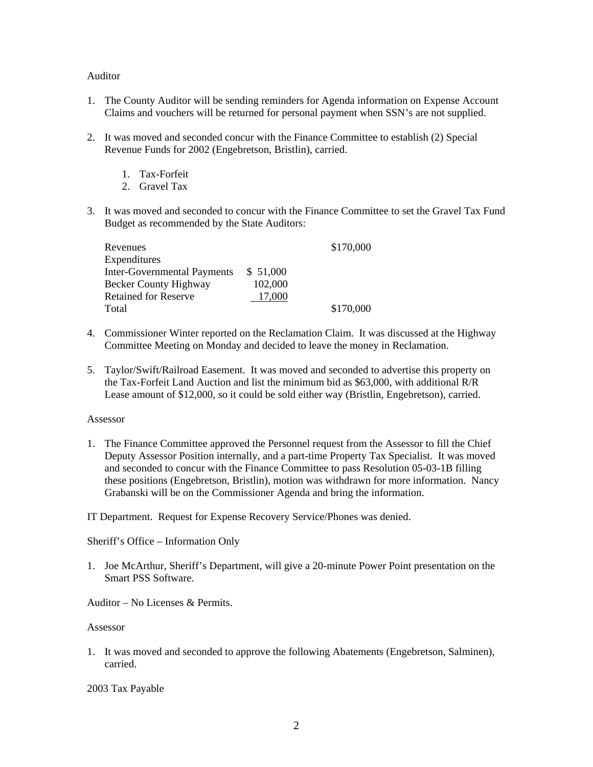Auditor

1. The County Auditor will be sending reminders for Agenda information on Expense Account Claims and vouchers will be returned for personal payment when SSN's are not supplied.

2. It was moved and seconded concur with the Finance Committee to establish (2) Special Revenue Funds for 2002 (Engebretson, Bristlin), carried.

   1. Tax-Forfeit
   2. Gravel Tax

3. It was moved and seconded to concur with the Finance Committee to set the Gravel Tax Fund Budget as recommended by the State Auditors:

| | | |
|---|---|---|
| Revenues | | $170,000 |
| Expenditures | | |
| Inter-Governmental Payments | $ 51,000 | |
| Becker County Highway | 102,000 | |
| Retained for Reserve | 17,000 | |
| Total | | $170,000 |

4. Commissioner Winter reported on the Reclamation Claim. It was discussed at the Highway Committee Meeting on Monday and decided to leave the money in Reclamation.

5. Taylor/Swift/Railroad Easement. It was moved and seconded to advertise this property on the Tax-Forfeit Land Auction and list the minimum bid as $63,000, with additional R/R Lease amount of $12,000, so it could be sold either way (Bristlin, Engebretson), carried.

Assessor

1. The Finance Committee approved the Personnel request from the Assessor to fill the Chief Deputy Assessor Position internally, and a part-time Property Tax Specialist. It was moved and seconded to concur with the Finance Committee to pass Resolution 05-03-1B filling these positions (Engebretson, Bristlin), motion was withdrawn for more information. Nancy Grabanski will be on the Commissioner Agenda and bring the information.

IT Department. Request for Expense Recovery Service/Phones was denied.

Sheriff's Office – Information Only

1. Joe McArthur, Sheriff's Department, will give a 20-minute Power Point presentation on the Smart PSS Software.

Auditor – No Licenses & Permits.

Assessor

1. It was moved and seconded to approve the following Abatements (Engebretson, Salminen), carried.

2003 Tax Payable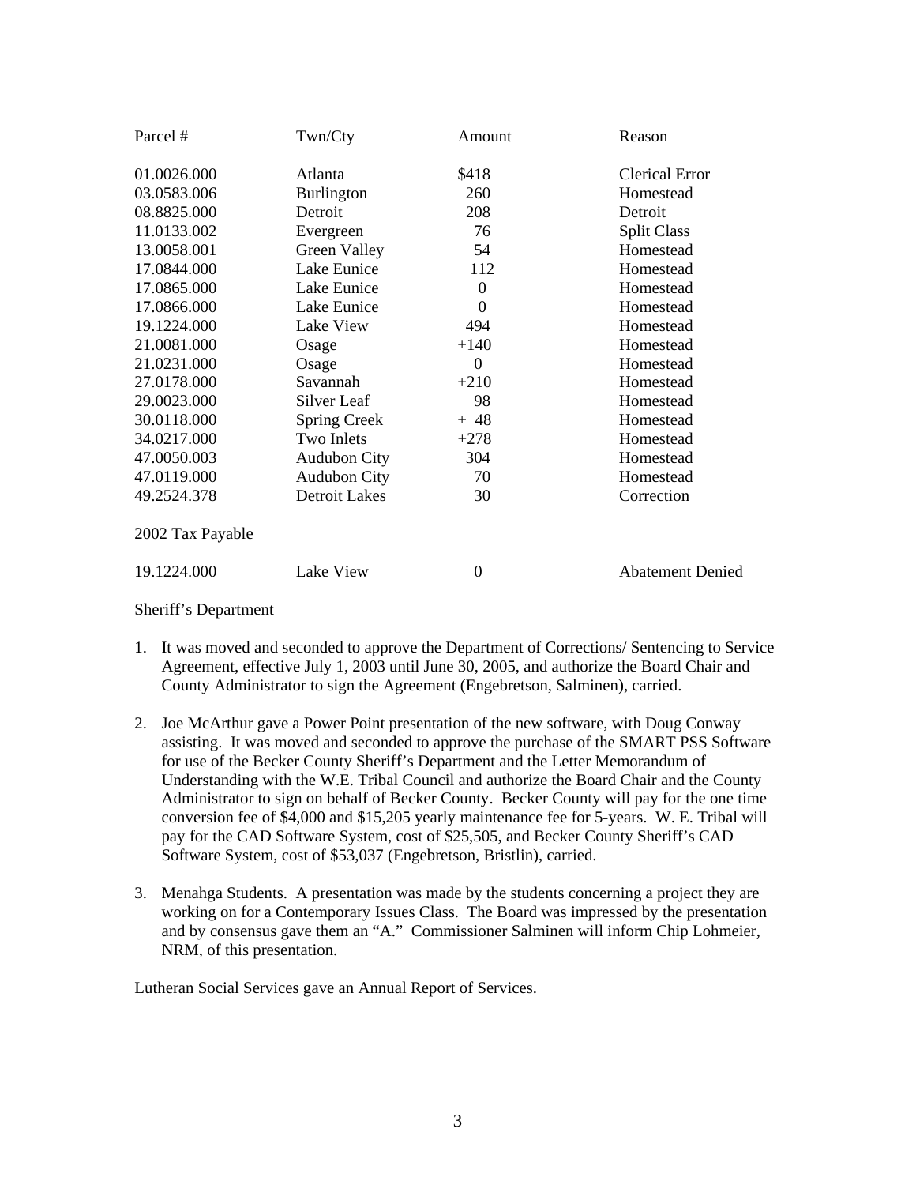| Parcel # | Twn/Cty | Amount | Reason |
|---|---|---|---|
| 01.0026.000 | Atlanta | $418 | Clerical Error |
| 03.0583.006 | Burlington | 260 | Homestead |
| 08.8825.000 | Detroit | 208 | Detroit |
| 11.0133.002 | Evergreen | 76 | Split Class |
| 13.0058.001 | Green Valley | 54 | Homestead |
| 17.0844.000 | Lake Eunice | 112 | Homestead |
| 17.0865.000 | Lake Eunice | 0 | Homestead |
| 17.0866.000 | Lake Eunice | 0 | Homestead |
| 19.1224.000 | Lake View | 494 | Homestead |
| 21.0081.000 | Osage | +140 | Homestead |
| 21.0231.000 | Osage | 0 | Homestead |
| 27.0178.000 | Savannah | +210 | Homestead |
| 29.0023.000 | Silver Leaf | 98 | Homestead |
| 30.0118.000 | Spring Creek | + 48 | Homestead |
| 34.0217.000 | Two Inlets | +278 | Homestead |
| 47.0050.003 | Audubon City | 304 | Homestead |
| 47.0119.000 | Audubon City | 70 | Homestead |
| 49.2524.378 | Detroit Lakes | 30 | Correction |
| 2002 Tax Payable | | | |
| 19.1224.000 | Lake View | 0 | Abatement Denied |

Sheriff's Department

1. It was moved and seconded to approve the Department of Corrections/ Sentencing to Service Agreement, effective July 1, 2003 until June 30, 2005, and authorize the Board Chair and County Administrator to sign the Agreement (Engebretson, Salminen), carried.

2. Joe McArthur gave a Power Point presentation of the new software, with Doug Conway assisting. It was moved and seconded to approve the purchase of the SMART PSS Software for use of the Becker County Sheriff's Department and the Letter Memorandum of Understanding with the W.E. Tribal Council and authorize the Board Chair and the County Administrator to sign on behalf of Becker County. Becker County will pay for the one time conversion fee of $4,000 and $15,205 yearly maintenance fee for 5-years. W. E. Tribal will pay for the CAD Software System, cost of $25,505, and Becker County Sheriff's CAD Software System, cost of $53,037 (Engebretson, Bristlin), carried.

3. Menahga Students. A presentation was made by the students concerning a project they are working on for a Contemporary Issues Class. The Board was impressed by the presentation and by consensus gave them an "A." Commissioner Salminen will inform Chip Lohmeier, NRM, of this presentation.

Lutheran Social Services gave an Annual Report of Services.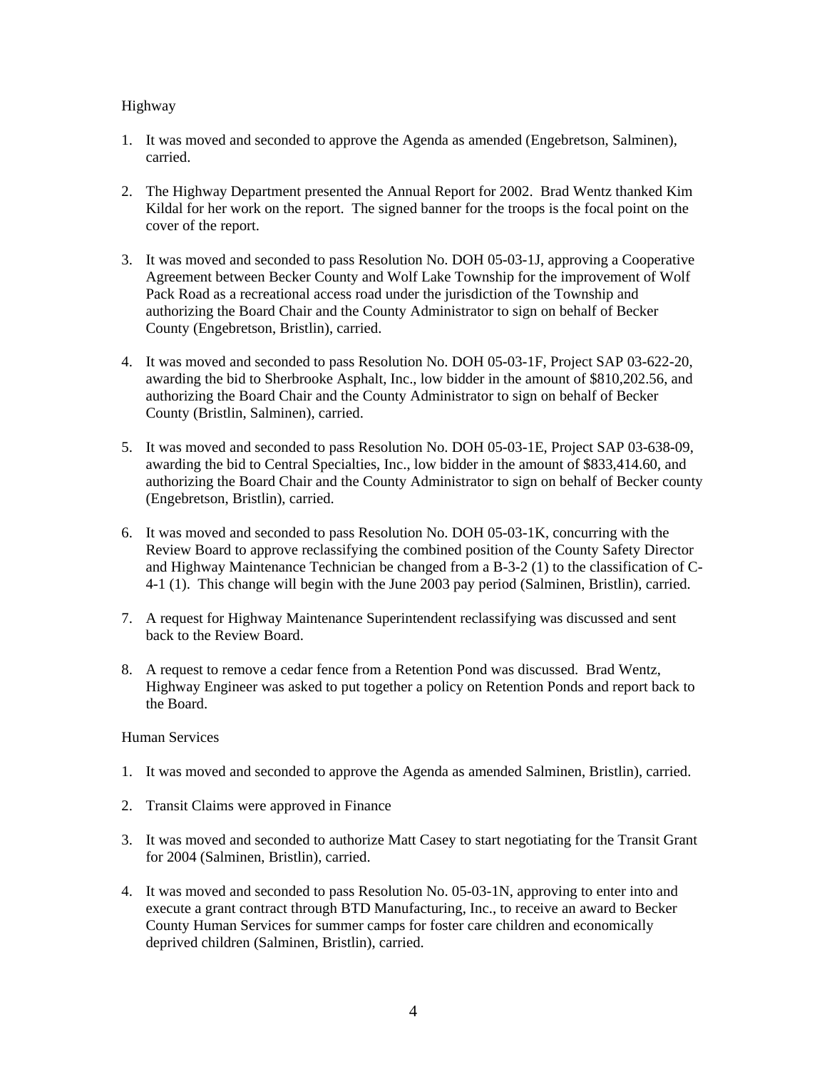Highway

1. It was moved and seconded to approve the Agenda as amended (Engebretson, Salminen), carried.

2. The Highway Department presented the Annual Report for 2002. Brad Wentz thanked Kim Kildal for her work on the report. The signed banner for the troops is the focal point on the cover of the report.

3. It was moved and seconded to pass Resolution No. DOH 05-03-1J, approving a Cooperative Agreement between Becker County and Wolf Lake Township for the improvement of Wolf Pack Road as a recreational access road under the jurisdiction of the Township and authorizing the Board Chair and the County Administrator to sign on behalf of Becker County (Engebretson, Bristlin), carried.

4. It was moved and seconded to pass Resolution No. DOH 05-03-1F, Project SAP 03-622-20, awarding the bid to Sherbrooke Asphalt, Inc., low bidder in the amount of $810,202.56, and authorizing the Board Chair and the County Administrator to sign on behalf of Becker County (Bristlin, Salminen), carried.

5. It was moved and seconded to pass Resolution No. DOH 05-03-1E, Project SAP 03-638-09, awarding the bid to Central Specialties, Inc., low bidder in the amount of $833,414.60, and authorizing the Board Chair and the County Administrator to sign on behalf of Becker county (Engebretson, Bristlin), carried.

6. It was moved and seconded to pass Resolution No. DOH 05-03-1K, concurring with the Review Board to approve reclassifying the combined position of the County Safety Director and Highway Maintenance Technician be changed from a B-3-2 (1) to the classification of C-4-1 (1). This change will begin with the June 2003 pay period (Salminen, Bristlin), carried.

7. A request for Highway Maintenance Superintendent reclassifying was discussed and sent back to the Review Board.

8. A request to remove a cedar fence from a Retention Pond was discussed. Brad Wentz, Highway Engineer was asked to put together a policy on Retention Ponds and report back to the Board.

Human Services

1. It was moved and seconded to approve the Agenda as amended Salminen, Bristlin), carried.

2. Transit Claims were approved in Finance

3. It was moved and seconded to authorize Matt Casey to start negotiating for the Transit Grant for 2004 (Salminen, Bristlin), carried.

4. It was moved and seconded to pass Resolution No. 05-03-1N, approving to enter into and execute a grant contract through BTD Manufacturing, Inc., to receive an award to Becker County Human Services for summer camps for foster care children and economically deprived children (Salminen, Bristlin), carried.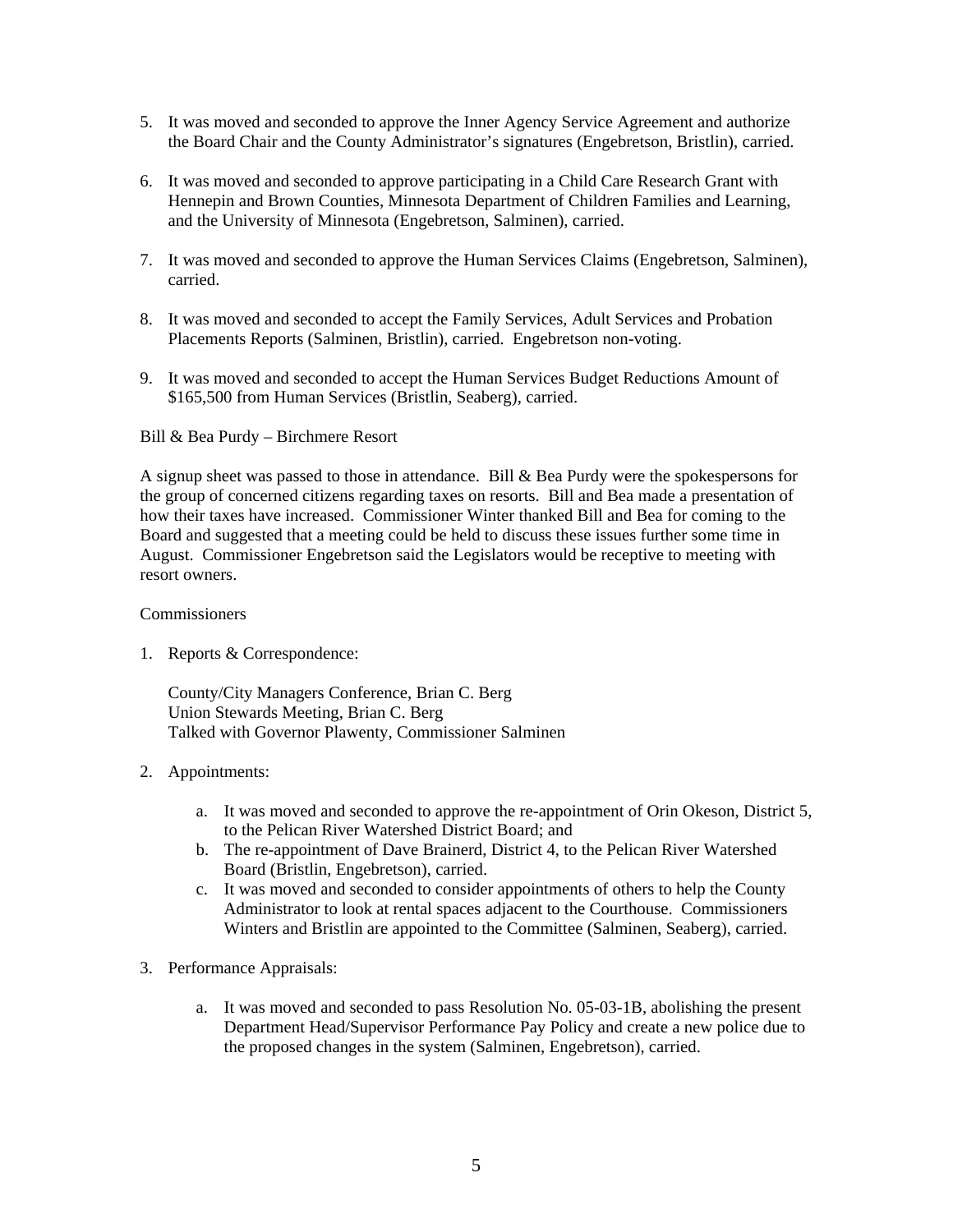5. It was moved and seconded to approve the Inner Agency Service Agreement and authorize the Board Chair and the County Administrator's signatures (Engebretson, Bristlin), carried.

6. It was moved and seconded to approve participating in a Child Care Research Grant with Hennepin and Brown Counties, Minnesota Department of Children Families and Learning, and the University of Minnesota (Engebretson, Salminen), carried.

7. It was moved and seconded to approve the Human Services Claims (Engebretson, Salminen), carried.

8. It was moved and seconded to accept the Family Services, Adult Services and Probation Placements Reports (Salminen, Bristlin), carried. Engebretson non-voting.

9. It was moved and seconded to accept the Human Services Budget Reductions Amount of $165,500 from Human Services (Bristlin, Seaberg), carried.

Bill & Bea Purdy – Birchmere Resort

A signup sheet was passed to those in attendance. Bill & Bea Purdy were the spokespersons for the group of concerned citizens regarding taxes on resorts. Bill and Bea made a presentation of how their taxes have increased. Commissioner Winter thanked Bill and Bea for coming to the Board and suggested that a meeting could be held to discuss these issues further some time in August. Commissioner Engebretson said the Legislators would be receptive to meeting with resort owners.

Commissioners

1. Reports & Correspondence:

   County/City Managers Conference, Brian C. Berg
   Union Stewards Meeting, Brian C. Berg
   Talked with Governor Plawenty, Commissioner Salminen

2. Appointments:

   a. It was moved and seconded to approve the re-appointment of Orin Okeson, District 5, to the Pelican River Watershed District Board; and
   b. The re-appointment of Dave Brainerd, District 4, to the Pelican River Watershed Board (Bristlin, Engebretson), carried.
   c. It was moved and seconded to consider appointments of others to help the County Administrator to look at rental spaces adjacent to the Courthouse. Commissioners Winters and Bristlin are appointed to the Committee (Salminen, Seaberg), carried.

3. Performance Appraisals:

   a. It was moved and seconded to pass Resolution No. 05-03-1B, abolishing the present Department Head/Supervisor Performance Pay Policy and create a new police due to the proposed changes in the system (Salminen, Engebretson), carried.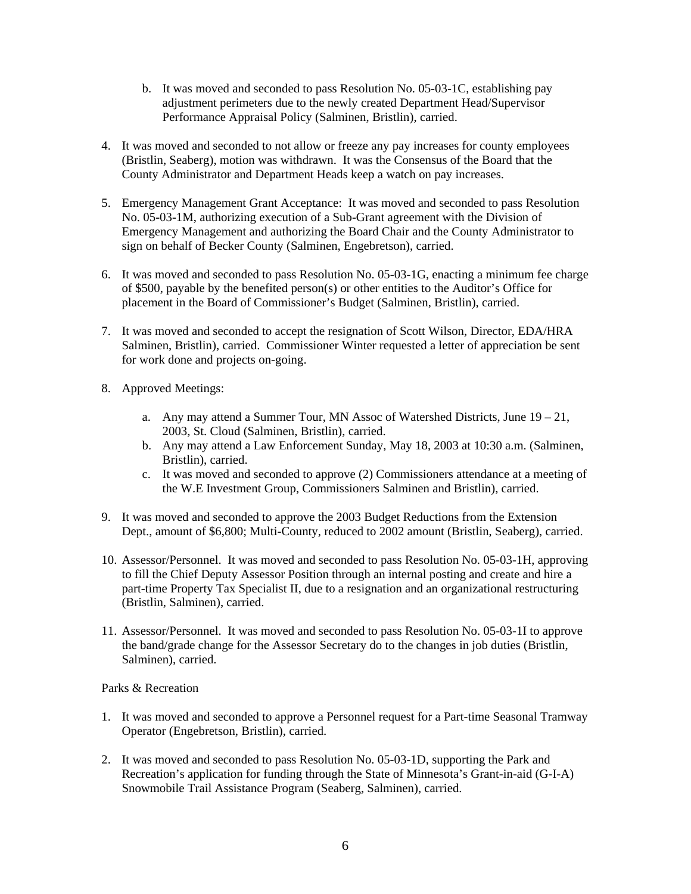b. It was moved and seconded to pass Resolution No. 05-03-1C, establishing pay adjustment perimeters due to the newly created Department Head/Supervisor Performance Appraisal Policy (Salminen, Bristlin), carried.

4. It was moved and seconded to not allow or freeze any pay increases for county employees (Bristlin, Seaberg), motion was withdrawn. It was the Consensus of the Board that the County Administrator and Department Heads keep a watch on pay increases.

5. Emergency Management Grant Acceptance: It was moved and seconded to pass Resolution No. 05-03-1M, authorizing execution of a Sub-Grant agreement with the Division of Emergency Management and authorizing the Board Chair and the County Administrator to sign on behalf of Becker County (Salminen, Engebretson), carried.

6. It was moved and seconded to pass Resolution No. 05-03-1G, enacting a minimum fee charge of $500, payable by the benefited person(s) or other entities to the Auditor's Office for placement in the Board of Commissioner's Budget (Salminen, Bristlin), carried.

7. It was moved and seconded to accept the resignation of Scott Wilson, Director, EDA/HRA Salminen, Bristlin), carried. Commissioner Winter requested a letter of appreciation be sent for work done and projects on-going.

8. Approved Meetings:

   a. Any may attend a Summer Tour, MN Assoc of Watershed Districts, June 19 – 21, 2003, St. Cloud (Salminen, Bristlin), carried.
   b. Any may attend a Law Enforcement Sunday, May 18, 2003 at 10:30 a.m. (Salminen, Bristlin), carried.
   c. It was moved and seconded to approve (2) Commissioners attendance at a meeting of the W.E Investment Group, Commissioners Salminen and Bristlin), carried.

9. It was moved and seconded to approve the 2003 Budget Reductions from the Extension Dept., amount of $6,800; Multi-County, reduced to 2002 amount (Bristlin, Seaberg), carried.

10. Assessor/Personnel. It was moved and seconded to pass Resolution No. 05-03-1H, approving to fill the Chief Deputy Assessor Position through an internal posting and create and hire a part-time Property Tax Specialist II, due to a resignation and an organizational restructuring (Bristlin, Salminen), carried.

11. Assessor/Personnel. It was moved and seconded to pass Resolution No. 05-03-1I to approve the band/grade change for the Assessor Secretary do to the changes in job duties (Bristlin, Salminen), carried.

Parks & Recreation

1. It was moved and seconded to approve a Personnel request for a Part-time Seasonal Tramway Operator (Engebretson, Bristlin), carried.

2. It was moved and seconded to pass Resolution No. 05-03-1D, supporting the Park and Recreation's application for funding through the State of Minnesota's Grant-in-aid (G-I-A) Snowmobile Trail Assistance Program (Seaberg, Salminen), carried.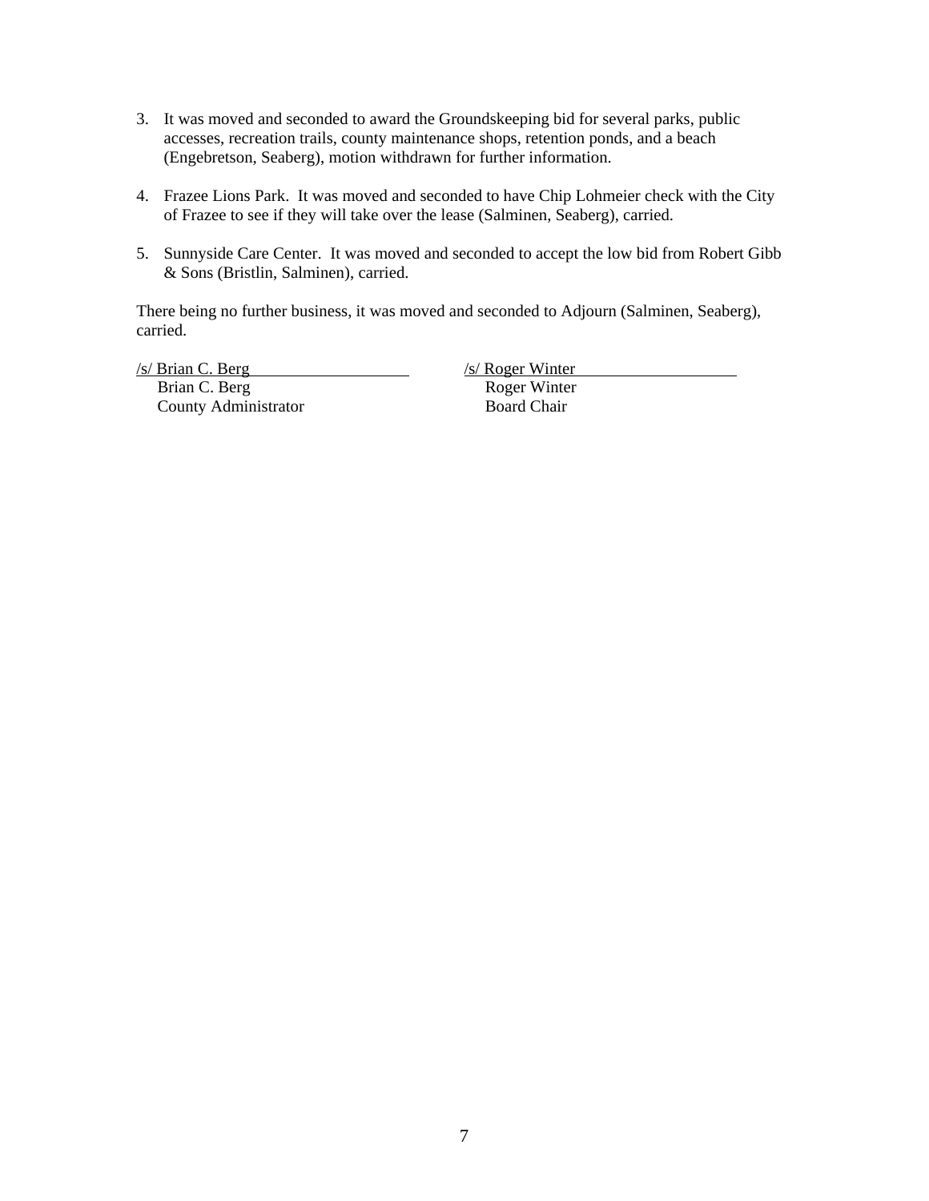3. It was moved and seconded to award the Groundskeeping bid for several parks, public accesses, recreation trails, county maintenance shops, retention ponds, and a beach (Engebretson, Seaberg), motion withdrawn for further information.

4. Frazee Lions Park. It was moved and seconded to have Chip Lohmeier check with the City of Frazee to see if they will take over the lease (Salminen, Seaberg), carried.

5. Sunnyside Care Center. It was moved and seconded to accept the low bid from Robert Gibb & Sons (Bristlin, Salminen), carried.

There being no further business, it was moved and seconded to Adjourn (Salminen, Seaberg), carried.

/s/ Brian C. Berg
Brian C. Berg
County Administrator

/s/ Roger Winter
Roger Winter
Board Chair